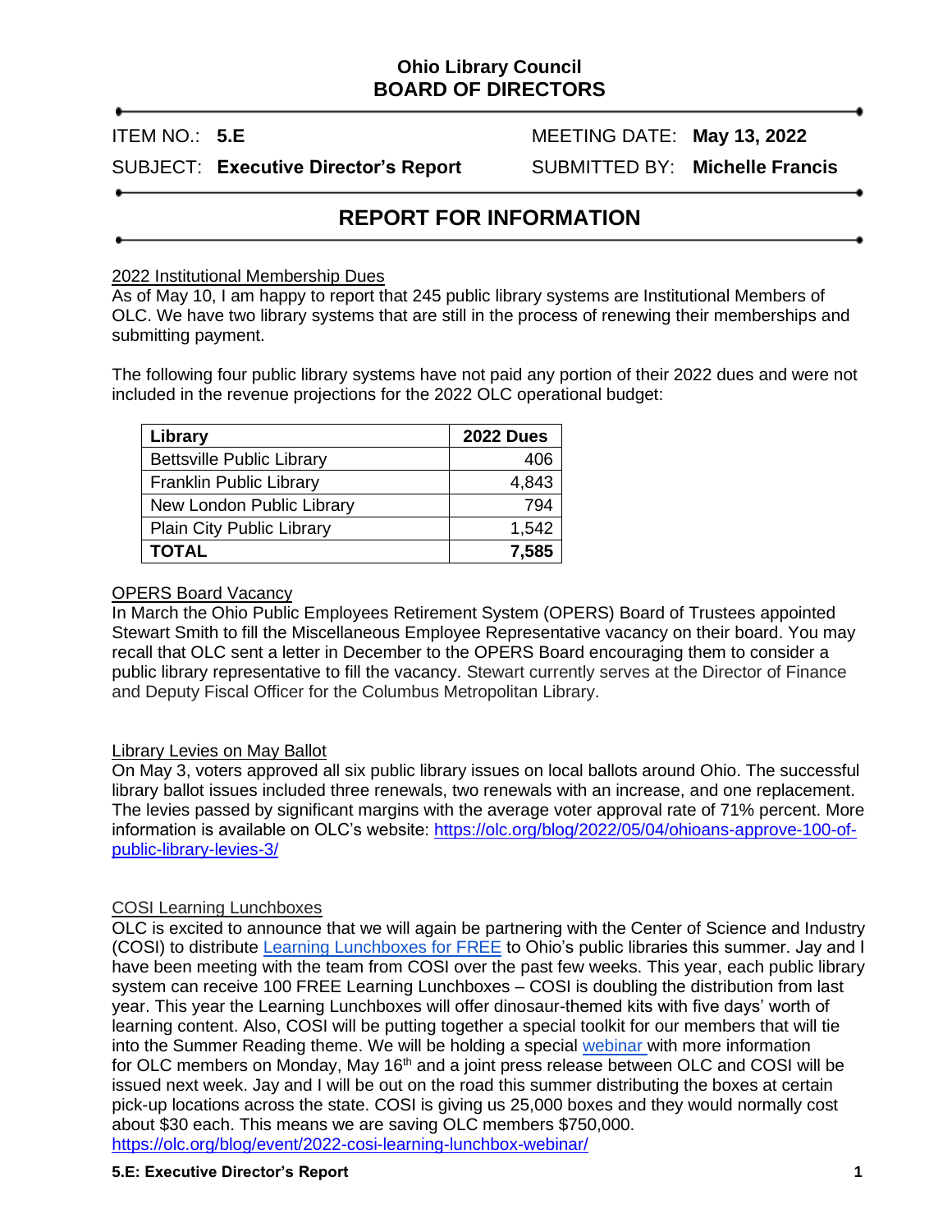# Ohio Library Council
# BOARD OF DIRECTORS

ITEM NO.: **5.E** MEETING DATE: **May 13, 2022**

SUBJECT: **Executive Director's Report** SUBMITTED BY: **Michelle Francis**

## REPORT FOR INFORMATION

2022 Institutional Membership Dues

As of May 10, I am happy to report that 245 public library systems are Institutional Members of OLC. We have two library systems that are still in the process of renewing their memberships and submitting payment.

The following four public library systems have not paid any portion of their 2022 dues and were not included in the revenue projections for the 2022 OLC operational budget:

| Library | 2022 Dues |
|---|---:|
| Bettsville Public Library | 406 |
| Franklin Public Library | 4,843 |
| New London Public Library | 794 |
| Plain City Public Library | 1,542 |
| **TOTAL** | **7,585** |

OPERS Board Vacancy

In March the Ohio Public Employees Retirement System (OPERS) Board of Trustees appointed Stewart Smith to fill the Miscellaneous Employee Representative vacancy on their board. You may recall that OLC sent a letter in December to the OPERS Board encouraging them to consider a public library representative to fill the vacancy. Stewart currently serves at the Director of Finance and Deputy Fiscal Officer for the Columbus Metropolitan Library.

Library Levies on May Ballot

On May 3, voters approved all six public library issues on local ballots around Ohio. The successful library ballot issues included three renewals, two renewals with an increase, and one replacement. The levies passed by significant margins with the average voter approval rate of 71% percent. More information is available on OLC's website: https://olc.org/blog/2022/05/04/ohioans-approve-100-of-public-library-levies-3/

COSI Learning Lunchboxes

OLC is excited to announce that we will again be partnering with the Center of Science and Industry (COSI) to distribute Learning Lunchboxes for FREE to Ohio's public libraries this summer. Jay and I have been meeting with the team from COSI over the past few weeks. This year, each public library system can receive 100 FREE Learning Lunchboxes – COSI is doubling the distribution from last year. This year the Learning Lunchboxes will offer dinosaur-themed kits with five days' worth of learning content. Also, COSI will be putting together a special toolkit for our members that will tie into the Summer Reading theme. We will be holding a special webinar with more information for OLC members on Monday, May 16th and a joint press release between OLC and COSI will be issued next week. Jay and I will be out on the road this summer distributing the boxes at certain pick-up locations across the state. COSI is giving us 25,000 boxes and they would normally cost about $30 each. This means we are saving OLC members $750,000.
https://olc.org/blog/event/2022-cosi-learning-lunchbox-webinar/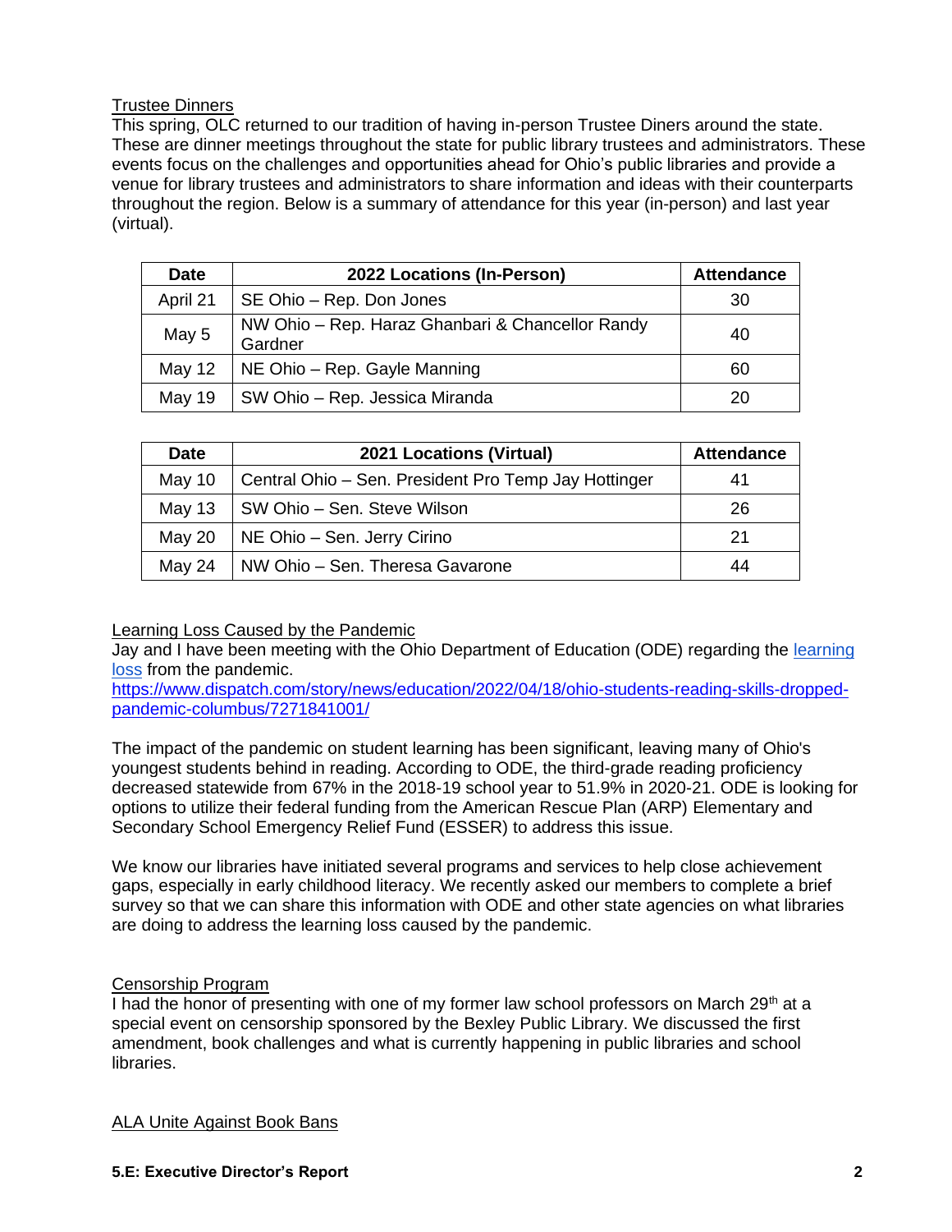## Trustee Dinners

This spring, OLC returned to our tradition of having in-person Trustee Diners around the state. These are dinner meetings throughout the state for public library trustees and administrators. These events focus on the challenges and opportunities ahead for Ohio's public libraries and provide a venue for library trustees and administrators to share information and ideas with their counterparts throughout the region. Below is a summary of attendance for this year (in-person) and last year (virtual).

| Date | 2022 Locations (In-Person) | Attendance |
|---|---|---|
| April 21 | SE Ohio – Rep. Don Jones | 30 |
| May 5 | NW Ohio – Rep. Haraz Ghanbari & Chancellor Randy Gardner | 40 |
| May 12 | NE Ohio – Rep. Gayle Manning | 60 |
| May 19 | SW Ohio – Rep. Jessica Miranda | 20 |

| Date | 2021 Locations (Virtual) | Attendance |
|---|---|---|
| May 10 | Central Ohio – Sen. President Pro Temp Jay Hottinger | 41 |
| May 13 | SW Ohio – Sen. Steve Wilson | 26 |
| May 20 | NE Ohio – Sen. Jerry Cirino | 21 |
| May 24 | NW Ohio – Sen. Theresa Gavarone | 44 |

## Learning Loss Caused by the Pandemic

Jay and I have been meeting with the Ohio Department of Education (ODE) regarding the [learning loss](https://www.dispatch.com/story/news/education/2022/04/18/ohio-students-reading-skills-dropped-pandemic-columbus/7271841001/) from the pandemic.
https://www.dispatch.com/story/news/education/2022/04/18/ohio-students-reading-skills-dropped-pandemic-columbus/7271841001/

The impact of the pandemic on student learning has been significant, leaving many of Ohio's youngest students behind in reading. According to ODE, the third-grade reading proficiency decreased statewide from 67% in the 2018-19 school year to 51.9% in 2020-21. ODE is looking for options to utilize their federal funding from the American Rescue Plan (ARP) Elementary and Secondary School Emergency Relief Fund (ESSER) to address this issue.

We know our libraries have initiated several programs and services to help close achievement gaps, especially in early childhood literacy. We recently asked our members to complete a brief survey so that we can share this information with ODE and other state agencies on what libraries are doing to address the learning loss caused by the pandemic.

## Censorship Program

I had the honor of presenting with one of my former law school professors on March 29th at a special event on censorship sponsored by the Bexley Public Library. We discussed the first amendment, book challenges and what is currently happening in public libraries and school libraries.

## ALA Unite Against Book Bans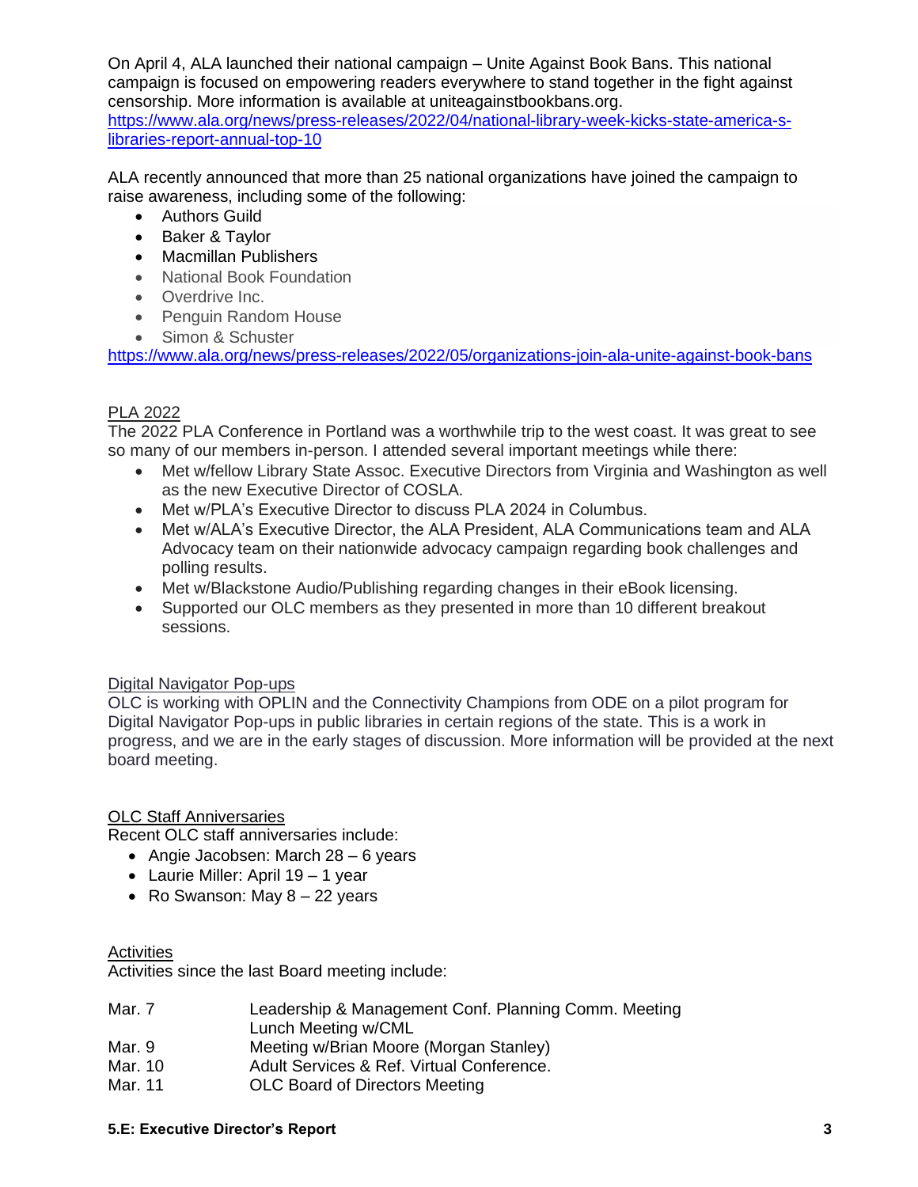On April 4, ALA launched their national campaign – Unite Against Book Bans. This national campaign is focused on empowering readers everywhere to stand together in the fight against censorship. More information is available at uniteagainstbookbans.org.
[https://www.ala.org/news/press-releases/2022/04/national-library-week-kicks-state-america-s-libraries-report-annual-top-10](https://www.ala.org/news/press-releases/2022/04/national-library-week-kicks-state-america-s-libraries-report-annual-top-10)

ALA recently announced that more than 25 national organizations have joined the campaign to raise awareness, including some of the following:

- Authors Guild
- Baker & Taylor
- Macmillan Publishers
- National Book Foundation
- Overdrive Inc.
- Penguin Random House
- Simon & Schuster

[https://www.ala.org/news/press-releases/2022/05/organizations-join-ala-unite-against-book-bans](https://www.ala.org/news/press-releases/2022/05/organizations-join-ala-unite-against-book-bans)

## PLA 2022

The 2022 PLA Conference in Portland was a worthwhile trip to the west coast. It was great to see so many of our members in-person. I attended several important meetings while there:

- Met w/fellow Library State Assoc. Executive Directors from Virginia and Washington as well as the new Executive Director of COSLA.
- Met w/PLA's Executive Director to discuss PLA 2024 in Columbus.
- Met w/ALA's Executive Director, the ALA President, ALA Communications team and ALA Advocacy team on their nationwide advocacy campaign regarding book challenges and polling results.
- Met w/Blackstone Audio/Publishing regarding changes in their eBook licensing.
- Supported our OLC members as they presented in more than 10 different breakout sessions.

## Digital Navigator Pop-ups

OLC is working with OPLIN and the Connectivity Champions from ODE on a pilot program for Digital Navigator Pop-ups in public libraries in certain regions of the state. This is a work in progress, and we are in the early stages of discussion. More information will be provided at the next board meeting.

## OLC Staff Anniversaries

Recent OLC staff anniversaries include:

- Angie Jacobsen: March 28 – 6 years
- Laurie Miller: April 19 – 1 year
- Ro Swanson: May 8 – 22 years

## Activities

Activities since the last Board meeting include:

| | |
|---|---|
| Mar. 7 | Leadership & Management Conf. Planning Comm. Meeting |
| | Lunch Meeting w/CML |
| Mar. 9 | Meeting w/Brian Moore (Morgan Stanley) |
| Mar. 10 | Adult Services & Ref. Virtual Conference. |
| Mar. 11 | OLC Board of Directors Meeting |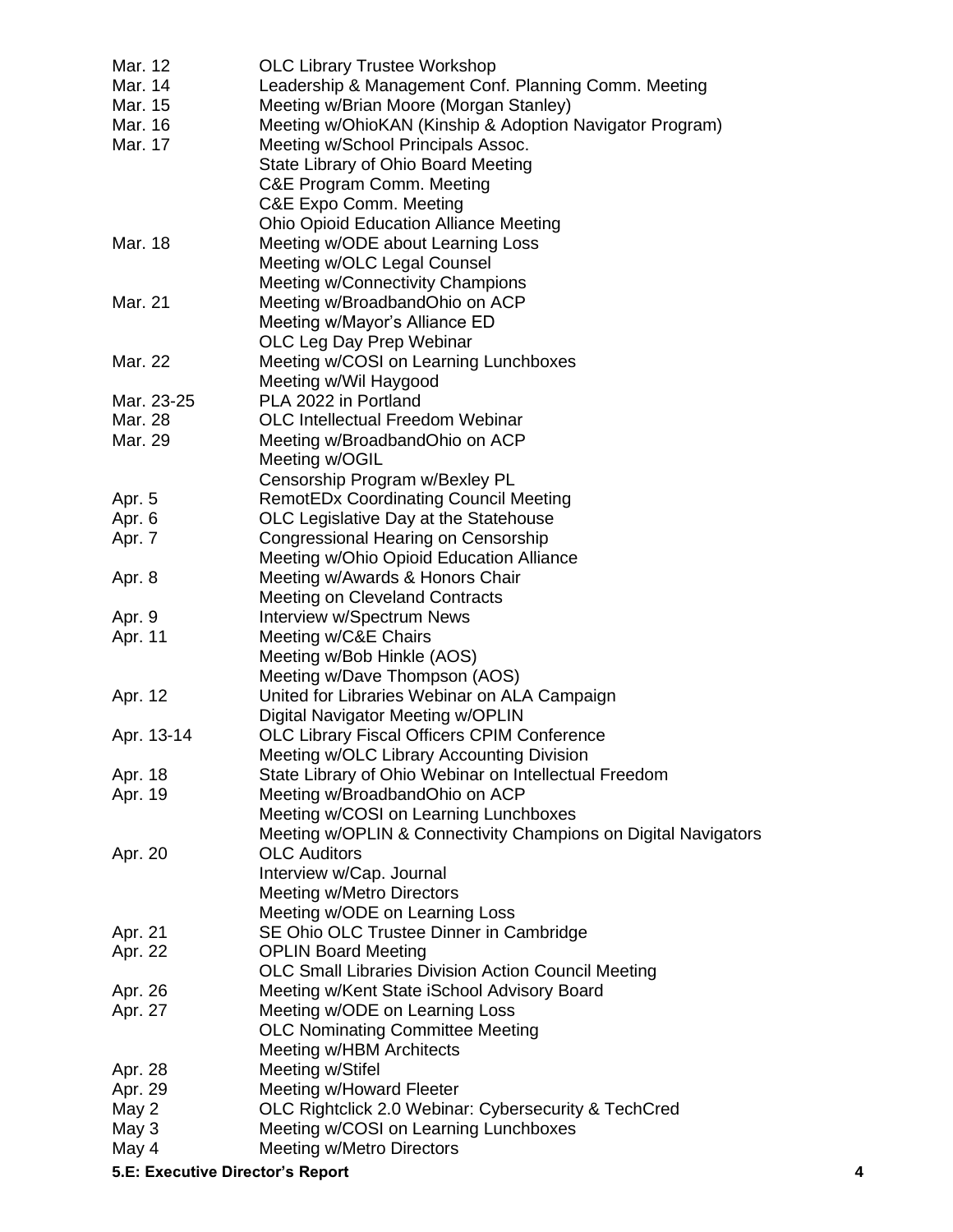| | |
|---|---|
| Mar. 12 | OLC Library Trustee Workshop |
| Mar. 14 | Leadership & Management Conf. Planning Comm. Meeting |
| Mar. 15 | Meeting w/Brian Moore (Morgan Stanley) |
| Mar. 16 | Meeting w/OhioKAN (Kinship & Adoption Navigator Program) |
| Mar. 17 | Meeting w/School Principals Assoc. |
| | State Library of Ohio Board Meeting |
| | C&E Program Comm. Meeting |
| | C&E Expo Comm. Meeting |
| | Ohio Opioid Education Alliance Meeting |
| Mar. 18 | Meeting w/ODE about Learning Loss |
| | Meeting w/OLC Legal Counsel |
| | Meeting w/Connectivity Champions |
| Mar. 21 | Meeting w/BroadbandOhio on ACP |
| | Meeting w/Mayor's Alliance ED |
| | OLC Leg Day Prep Webinar |
| Mar. 22 | Meeting w/COSI on Learning Lunchboxes |
| | Meeting w/Wil Haygood |
| Mar. 23-25 | PLA 2022 in Portland |
| Mar. 28 | OLC Intellectual Freedom Webinar |
| Mar. 29 | Meeting w/BroadbandOhio on ACP |
| | Meeting w/OGIL |
| | Censorship Program w/Bexley PL |
| Apr. 5 | RemotEDx Coordinating Council Meeting |
| Apr. 6 | OLC Legislative Day at the Statehouse |
| Apr. 7 | Congressional Hearing on Censorship |
| | Meeting w/Ohio Opioid Education Alliance |
| Apr. 8 | Meeting w/Awards & Honors Chair |
| | Meeting on Cleveland Contracts |
| Apr. 9 | Interview w/Spectrum News |
| Apr. 11 | Meeting w/C&E Chairs |
| | Meeting w/Bob Hinkle (AOS) |
| | Meeting w/Dave Thompson (AOS) |
| Apr. 12 | United for Libraries Webinar on ALA Campaign |
| | Digital Navigator Meeting w/OPLIN |
| Apr. 13-14 | OLC Library Fiscal Officers CPIM Conference |
| | Meeting w/OLC Library Accounting Division |
| Apr. 18 | State Library of Ohio Webinar on Intellectual Freedom |
| Apr. 19 | Meeting w/BroadbandOhio on ACP |
| | Meeting w/COSI on Learning Lunchboxes |
| | Meeting w/OPLIN & Connectivity Champions on Digital Navigators |
| Apr. 20 | OLC Auditors |
| | Interview w/Cap. Journal |
| | Meeting w/Metro Directors |
| | Meeting w/ODE on Learning Loss |
| Apr. 21 | SE Ohio OLC Trustee Dinner in Cambridge |
| Apr. 22 | OPLIN Board Meeting |
| | OLC Small Libraries Division Action Council Meeting |
| Apr. 26 | Meeting w/Kent State iSchool Advisory Board |
| Apr. 27 | Meeting w/ODE on Learning Loss |
| | OLC Nominating Committee Meeting |
| | Meeting w/HBM Architects |
| Apr. 28 | Meeting w/Stifel |
| Apr. 29 | Meeting w/Howard Fleeter |
| May 2 | OLC Rightclick 2.0 Webinar: Cybersecurity & TechCred |
| May 3 | Meeting w/COSI on Learning Lunchboxes |
| May 4 | Meeting w/Metro Directors |

**5.E: Executive Director's Report**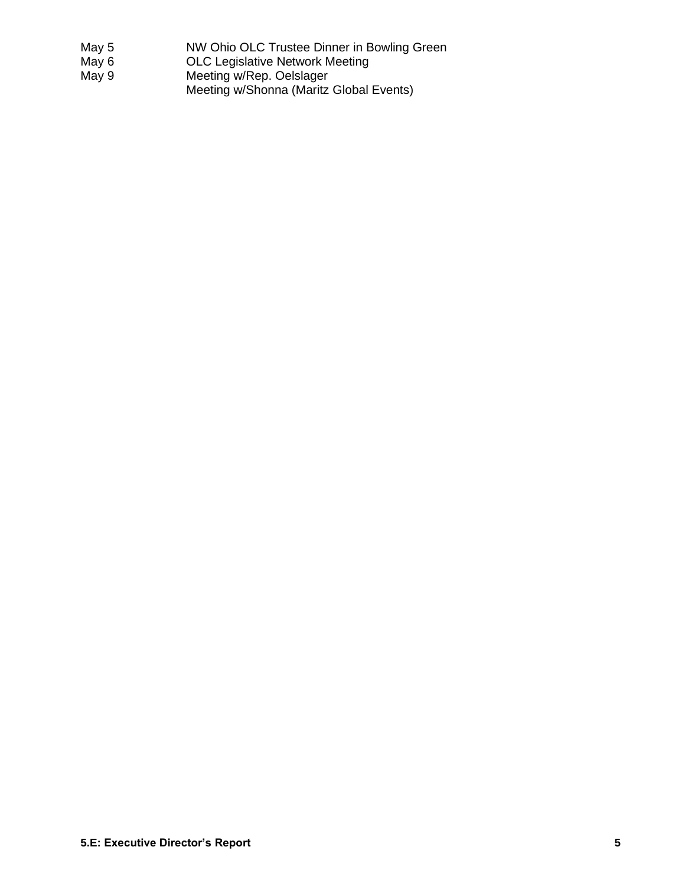| | |
|---|---|
| May 5 | NW Ohio OLC Trustee Dinner in Bowling Green |
| May 6 | OLC Legislative Network Meeting |
| May 9 | Meeting w/Rep. Oelslager |
| | Meeting w/Shonna (Maritz Global Events) |